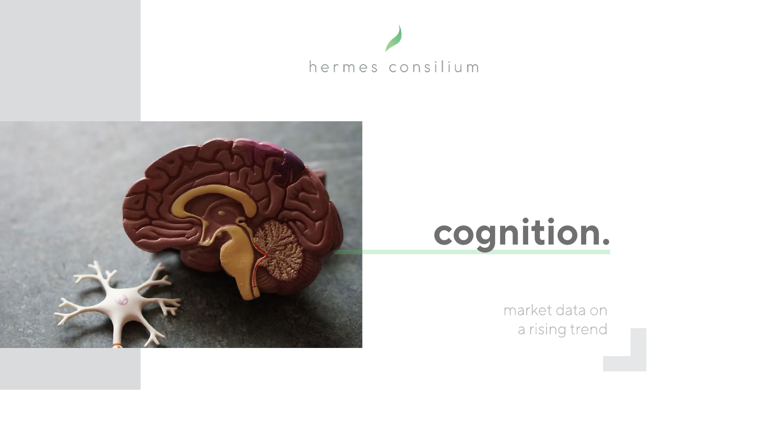hermes consilium

# cognition.

market data on
a rising trend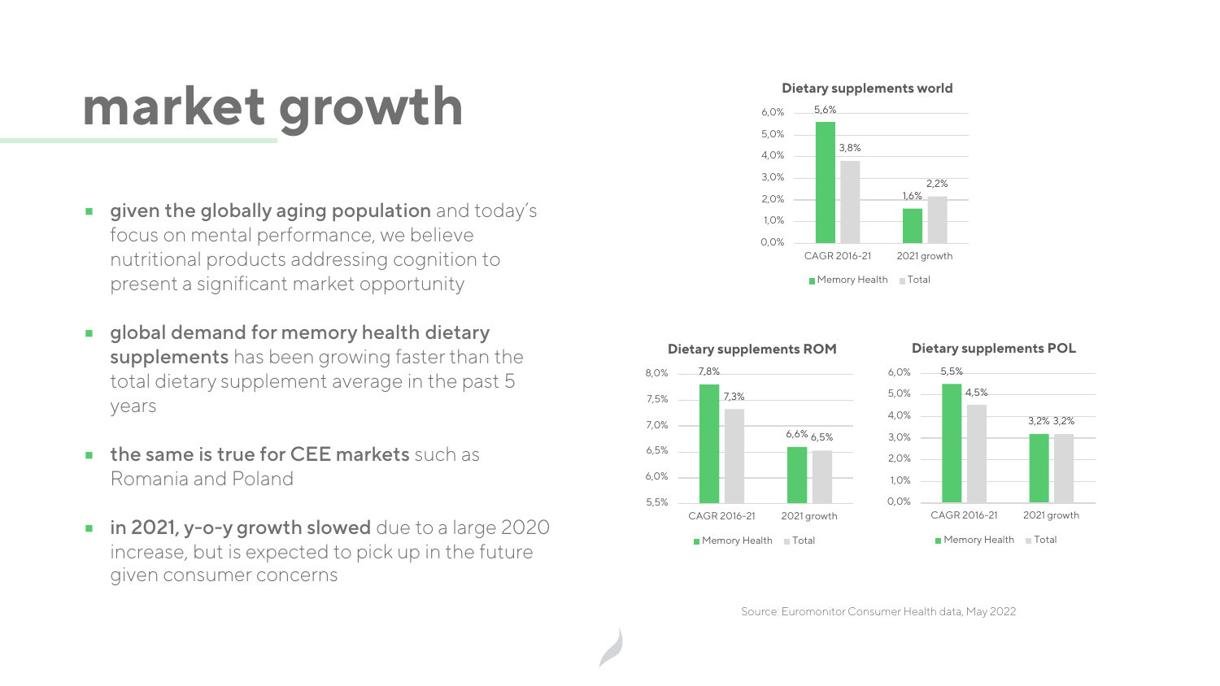# market growth

- **given the globally aging population** and today's focus on mental performance, we believe nutritional products addressing cognition to present a significant market opportunity
- **global demand for memory health dietary supplements** has been growing faster than the total dietary supplement average in the past 5 years
- **the same is true for CEE markets** such as Romania and Poland
- **in 2021, y-o-y growth slowed** due to a large 2020 increase, but is expected to pick up in the future given consumer concerns

**Dietary supplements world**

| | Memory Health | Total |
|---|---|---|
| CAGR 2016-21 | 5,6% | 3,8% |
| 2021 growth | 1,6% | 2,2% |

**Dietary supplements ROM**

| | Memory Health | Total |
|---|---|---|
| CAGR 2016-21 | 7,8% | 7,3% |
| 2021 growth | 6,6% | 6,5% |

**Dietary supplements POL**

| | Memory Health | Total |
|---|---|---|
| CAGR 2016-21 | 5,5% | 4,5% |
| 2021 growth | 3,2% | 3,2% |

Source: Euromonitor Consumer Health data, May 2022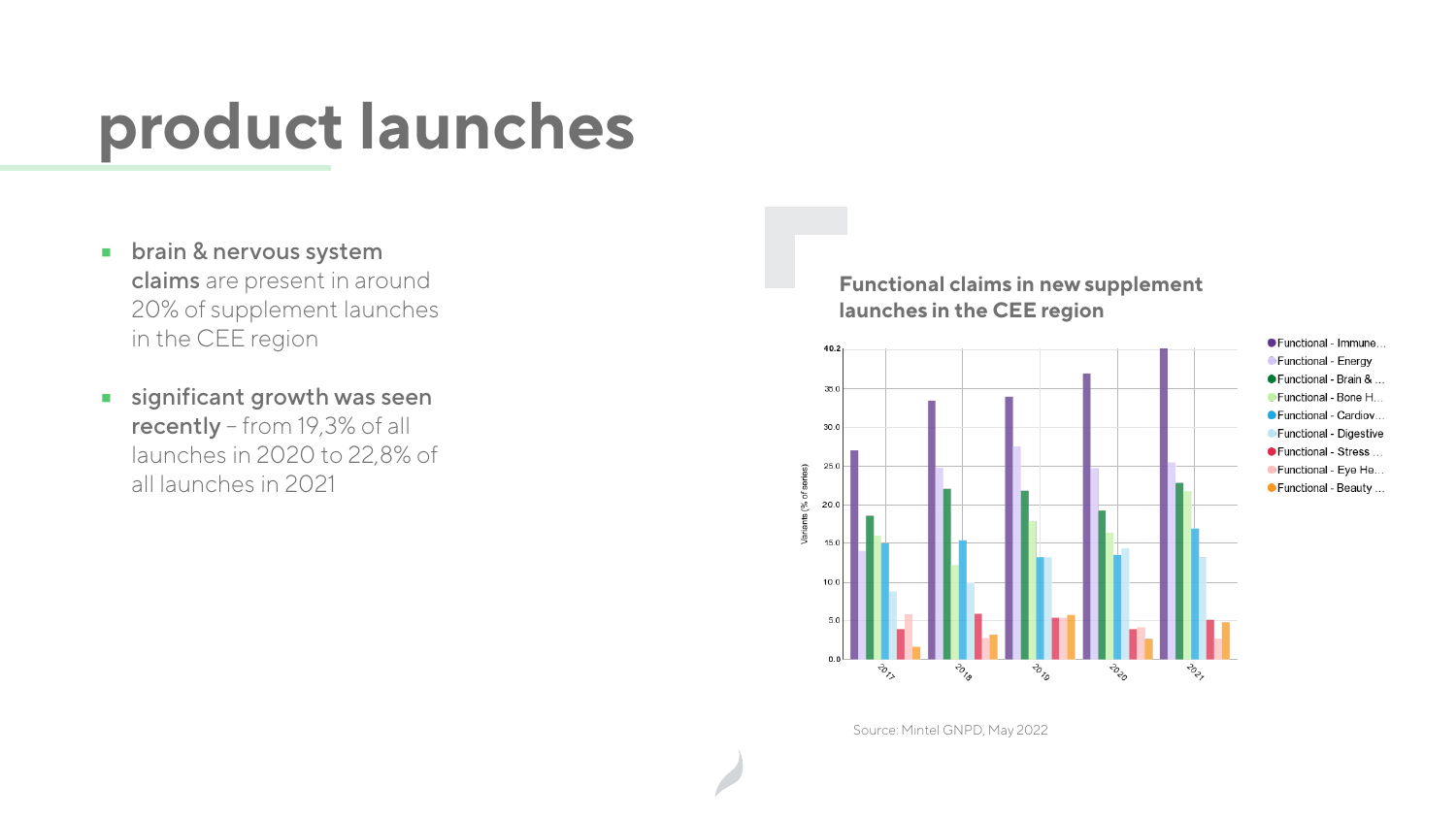# product launches

- **brain & nervous system claims** are present in around 20% of supplement launches in the CEE region
- **significant growth was seen recently** – from 19,3% of all launches in 2020 to 22,8% of all launches in 2021

**Functional claims in new supplement launches in the CEE region**

Source: Mintel GNPD, May 2022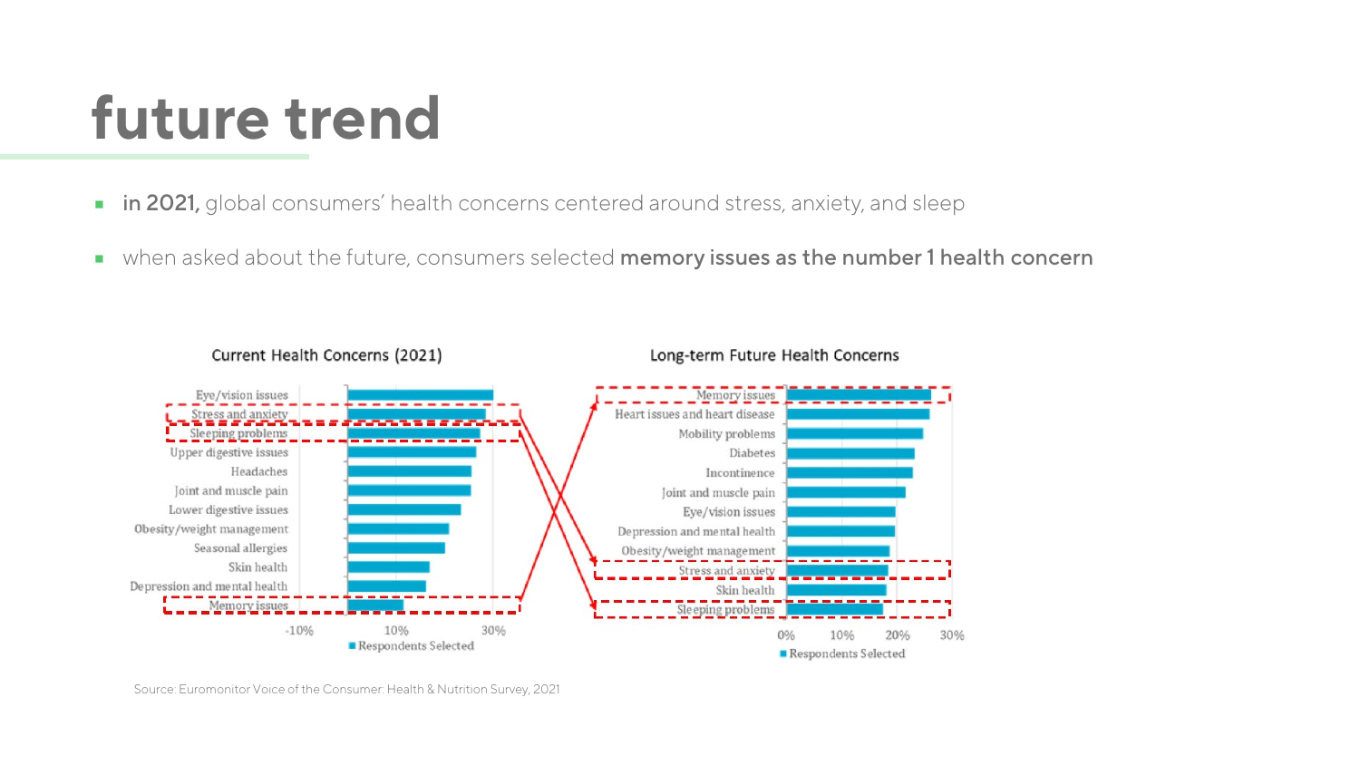# future trend

- **in 2021,** global consumers' health concerns centered around stress, anxiety, and sleep
- when asked about the future, consumers selected **memory issues as the number 1 health concern**

**Current Health Concerns (2021)**

- Eye/vision issues
- Stress and anxiety
- Sleeping problems
- Upper digestive issues
- Headaches
- Joint and muscle pain
- Lower digestive issues
- Obesity/weight management
- Seasonal allergies
- Skin health
- Depression and mental health
- Memory issues

-10% 10% 30%

Respondents Selected

**Long-term Future Health Concerns**

- Memory issues
- Heart issues and heart disease
- Mobility problems
- Diabetes
- Incontinence
- Joint and muscle pain
- Eye/vision issues
- Depression and mental health
- Obesity/weight management
- Stress and anxiety
- Skin health
- Sleeping problems

0% 10% 20% 30%

Respondents Selected

Source: Euromonitor Voice of the Consumer: Health & Nutrition Survey, 2021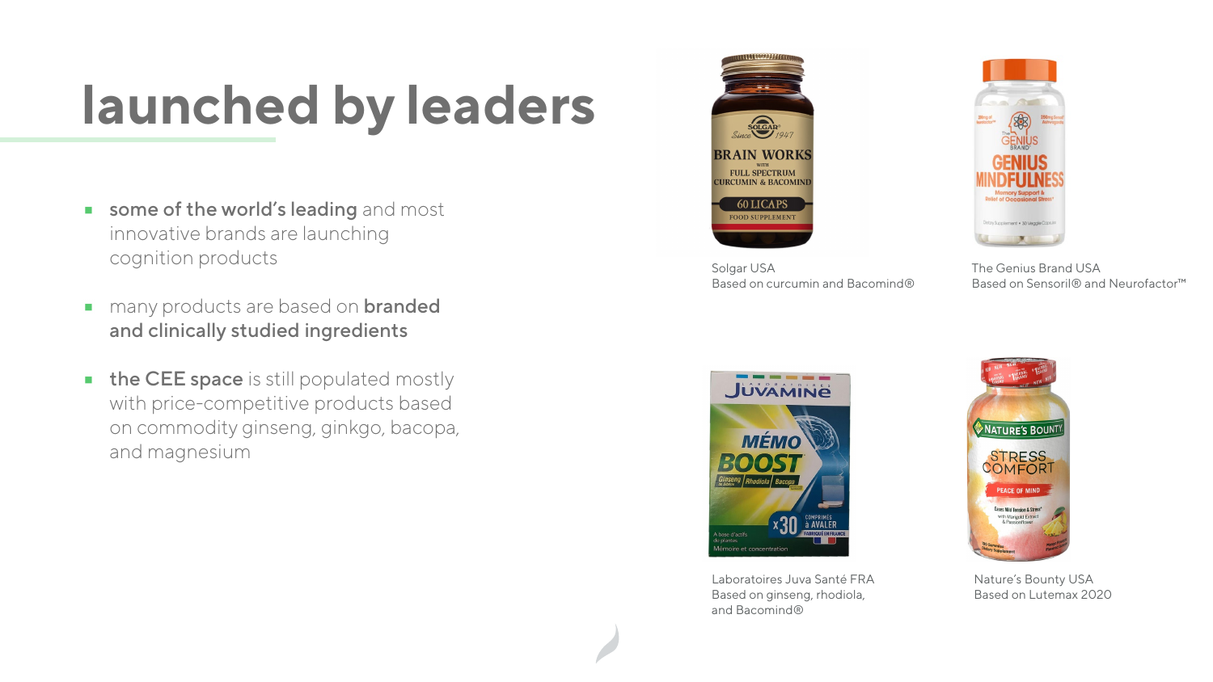# launched by leaders

- **some of the world's leading** and most innovative brands are launching cognition products
- many products are based on **branded and clinically studied ingredients**
- **the CEE space** is still populated mostly with price-competitive products based on commodity ginseng, ginkgo, bacopa, and magnesium

Solgar USA
Based on curcumin and Bacomind®

The Genius Brand USA
Based on Sensoril® and Neurofactor™

Laboratoires Juva Santé FRA
Based on ginseng, rhodiola, and Bacomind®

Nature's Bounty USA
Based on Lutemax 2020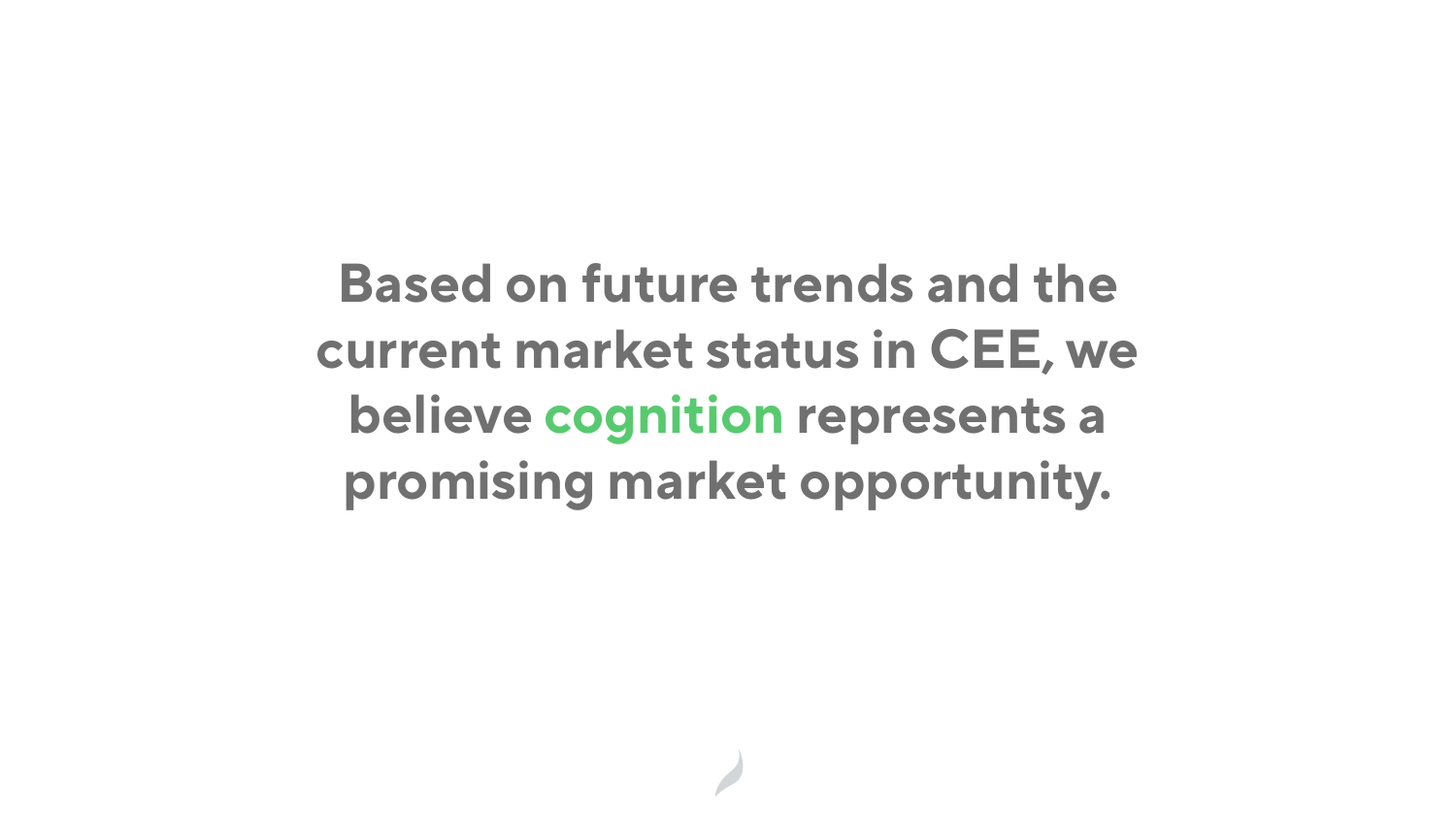**Based on future trends and the current market status in CEE, we believe cognition represents a promising market opportunity.**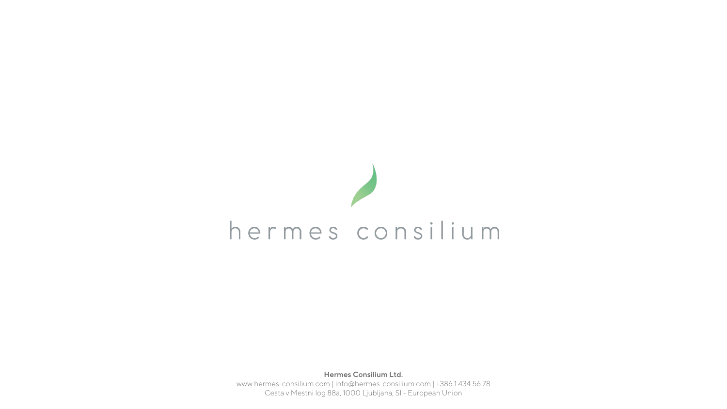hermes consilium

**Hermes Consilium Ltd.**
www.hermes-consilium.com | info@hermes-consilium.com | +386 1 434 56 78
Cesta v Mestni log 88a, 1000 Ljubljana, SI - European Union